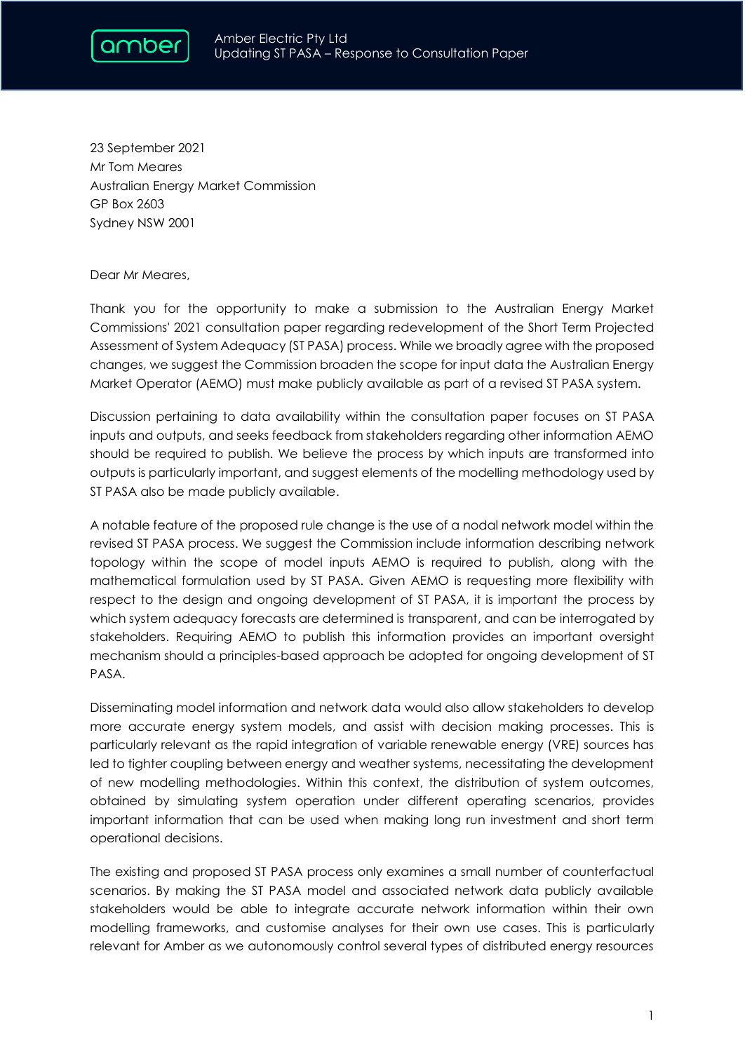23 September 2021
Mr Tom Meares
Australian Energy Market Commission
GP Box 2603
Sydney NSW 2001

Dear Mr Meares,

Thank you for the opportunity to make a submission to the Australian Energy Market Commissions' 2021 consultation paper regarding redevelopment of the Short Term Projected Assessment of System Adequacy (ST PASA) process. While we broadly agree with the proposed changes, we suggest the Commission broaden the scope for input data the Australian Energy Market Operator (AEMO) must make publicly available as part of a revised ST PASA system.

Discussion pertaining to data availability within the consultation paper focuses on ST PASA inputs and outputs, and seeks feedback from stakeholders regarding other information AEMO should be required to publish. We believe the process by which inputs are transformed into outputs is particularly important, and suggest elements of the modelling methodology used by ST PASA also be made publicly available.

A notable feature of the proposed rule change is the use of a nodal network model within the revised ST PASA process. We suggest the Commission include information describing network topology within the scope of model inputs AEMO is required to publish, along with the mathematical formulation used by ST PASA. Given AEMO is requesting more flexibility with respect to the design and ongoing development of ST PASA, it is important the process by which system adequacy forecasts are determined is transparent, and can be interrogated by stakeholders. Requiring AEMO to publish this information provides an important oversight mechanism should a principles-based approach be adopted for ongoing development of ST PASA.

Disseminating model information and network data would also allow stakeholders to develop more accurate energy system models, and assist with decision making processes. This is particularly relevant as the rapid integration of variable renewable energy (VRE) sources has led to tighter coupling between energy and weather systems, necessitating the development of new modelling methodologies. Within this context, the distribution of system outcomes, obtained by simulating system operation under different operating scenarios, provides important information that can be used when making long run investment and short term operational decisions.

The existing and proposed ST PASA process only examines a small number of counterfactual scenarios. By making the ST PASA model and associated network data publicly available stakeholders would be able to integrate accurate network information within their own modelling frameworks, and customise analyses for their own use cases. This is particularly relevant for Amber as we autonomously control several types of distributed energy resources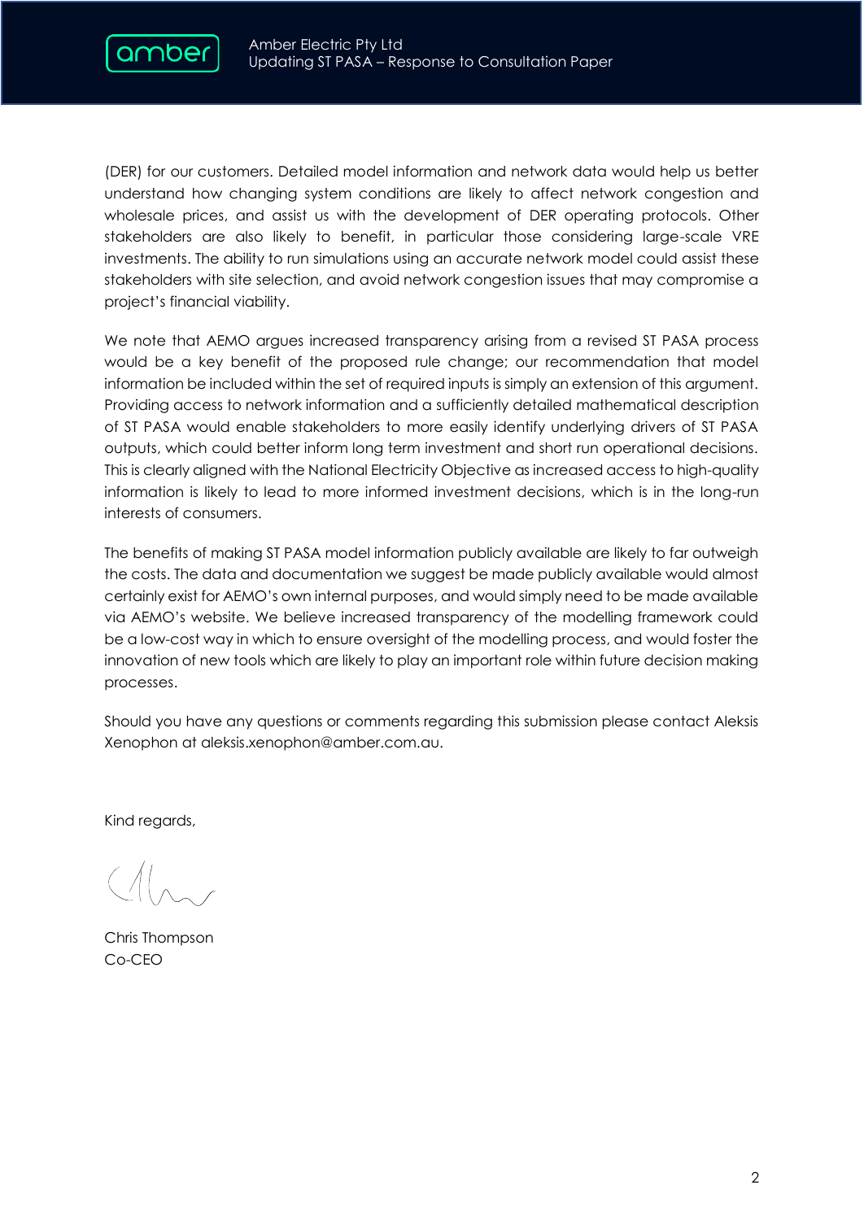(DER) for our customers. Detailed model information and network data would help us better understand how changing system conditions are likely to affect network congestion and wholesale prices, and assist us with the development of DER operating protocols. Other stakeholders are also likely to benefit, in particular those considering large-scale VRE investments. The ability to run simulations using an accurate network model could assist these stakeholders with site selection, and avoid network congestion issues that may compromise a project's financial viability.

We note that AEMO argues increased transparency arising from a revised ST PASA process would be a key benefit of the proposed rule change; our recommendation that model information be included within the set of required inputs is simply an extension of this argument. Providing access to network information and a sufficiently detailed mathematical description of ST PASA would enable stakeholders to more easily identify underlying drivers of ST PASA outputs, which could better inform long term investment and short run operational decisions. This is clearly aligned with the National Electricity Objective as increased access to high-quality information is likely to lead to more informed investment decisions, which is in the long-run interests of consumers.

The benefits of making ST PASA model information publicly available are likely to far outweigh the costs. The data and documentation we suggest be made publicly available would almost certainly exist for AEMO's own internal purposes, and would simply need to be made available via AEMO's website. We believe increased transparency of the modelling framework could be a low-cost way in which to ensure oversight of the modelling process, and would foster the innovation of new tools which are likely to play an important role within future decision making processes.

Should you have any questions or comments regarding this submission please contact Aleksis Xenophon at aleksis.xenophon@amber.com.au.

Kind regards,

Chris Thompson
Co-CEO